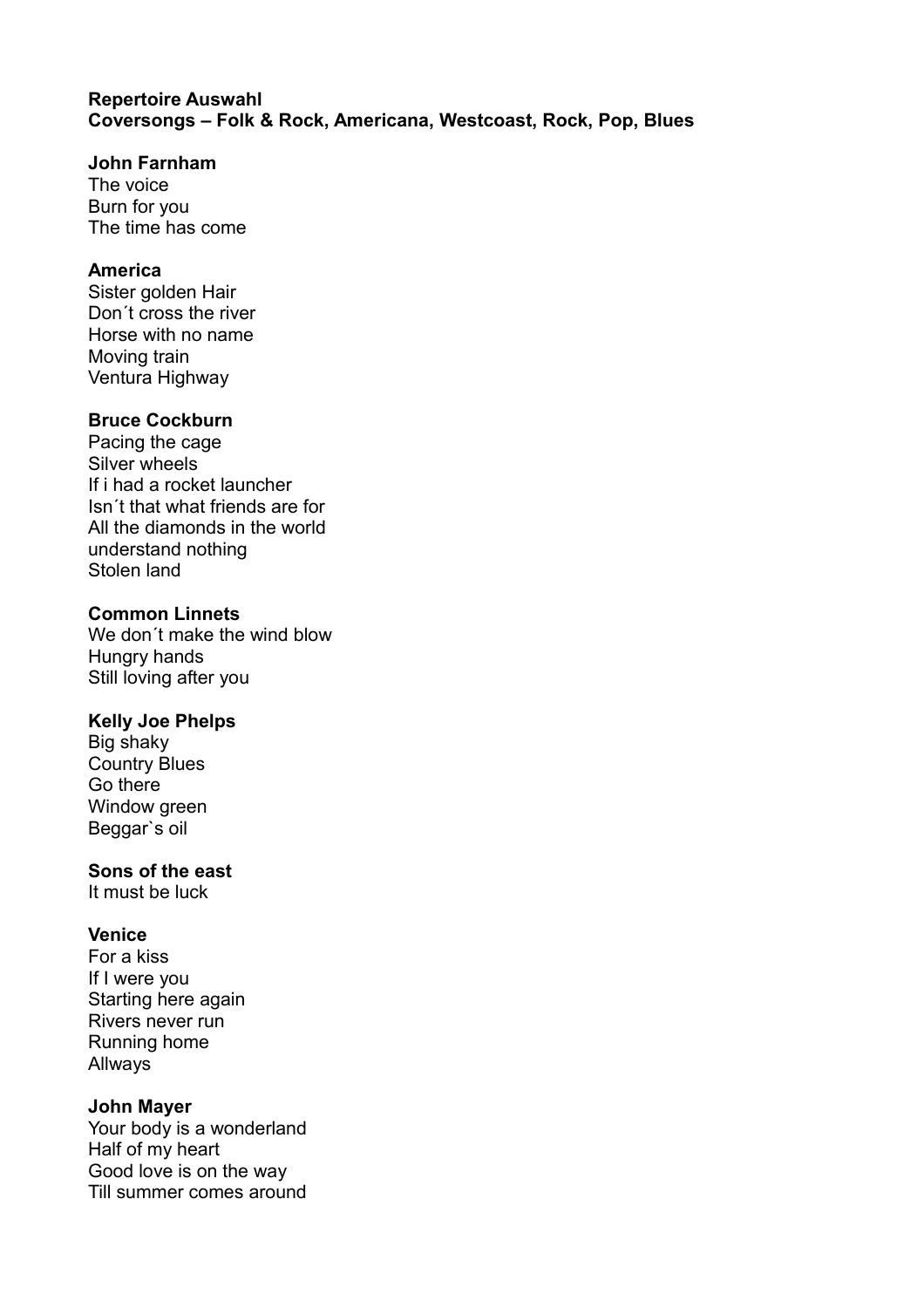**Repertoire Auswahl**
**Coversongs – Folk & Rock, Americana, Westcoast, Rock, Pop, Blues**

**John Farnham**
The voice
Burn for you
The time has come

**America**
Sister golden Hair
Don´t cross the river
Horse with no name
Moving train
Ventura Highway

**Bruce Cockburn**
Pacing the cage
Silver wheels
If i had a rocket launcher
Isn´t that what friends are for
All the diamonds in the world
understand nothing
Stolen land

**Common Linnets**
We don´t make the wind blow
Hungry hands
Still loving after you

**Kelly Joe Phelps**
Big shaky
Country Blues
Go there
Window green
Beggar`s oil

**Sons of the east**
It must be luck

**Venice**
For a kiss
If I were you
Starting here again
Rivers never run
Running home
Allways

**John Mayer**
Your body is a wonderland
Half of my heart
Good love is on the way
Till summer comes around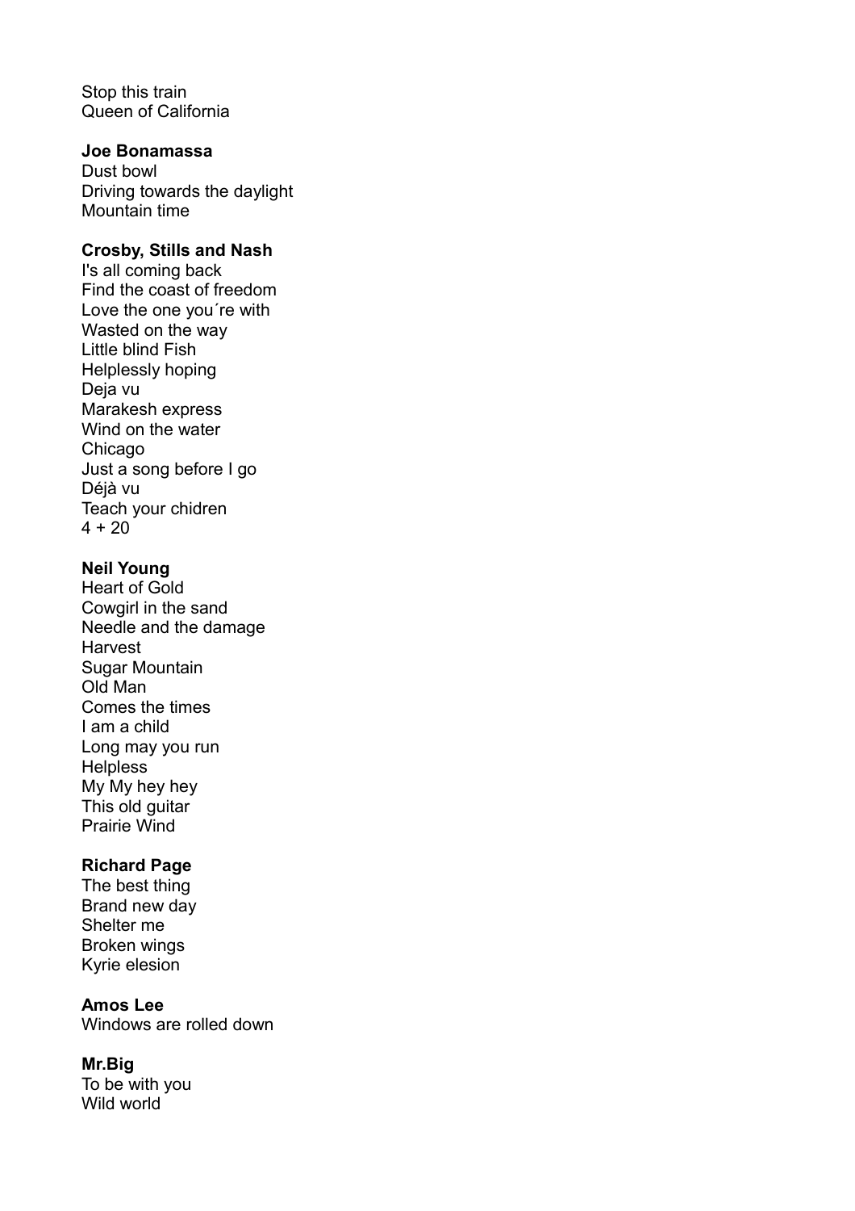Stop this train
Queen of California

**Joe Bonamassa**
Dust bowl
Driving towards the daylight
Mountain time

**Crosby, Stills and Nash**
I's all coming back
Find the coast of freedom
Love the one you´re with
Wasted on the way
Little blind Fish
Helplessly hoping
Deja vu
Marakesh express
Wind on the water
Chicago
Just a song before I go
Déjà vu
Teach your chidren
4 + 20

**Neil Young**
Heart of Gold
Cowgirl in the sand
Needle and the damage
Harvest
Sugar Mountain
Old Man
Comes the times
I am a child
Long may you run
Helpless
My My hey hey
This old guitar
Prairie Wind

**Richard Page**
The best thing
Brand new day
Shelter me
Broken wings
Kyrie elesion

**Amos Lee**
Windows are rolled down

**Mr.Big**
To be with you
Wild world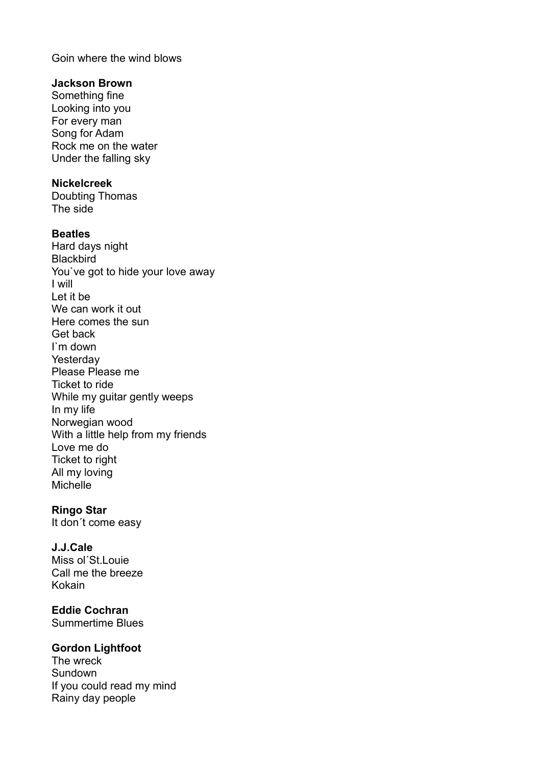Goin where the wind blows

**Jackson Brown**
Something fine
Looking into you
For every man
Song for Adam
Rock me on the water
Under the falling sky

**Nickelcreek**
Doubting Thomas
The side

**Beatles**
Hard days night
Blackbird
You`ve got to hide your love away
I will
Let it be
We can work it out
Here comes the sun
Get back
I`m down
Yesterday
Please Please me
Ticket to ride
While my guitar gently weeps
In my life
Norwegian wood
With a little help from my friends
Love me do
Ticket to right
All my loving
Michelle

**Ringo Star**
It don´t come easy

**J.J.Cale**
Miss ol´St.Louie
Call me the breeze
Kokain

**Eddie Cochran**
Summertime Blues

**Gordon Lightfoot**
The wreck
Sundown
If you could read my mind
Rainy day people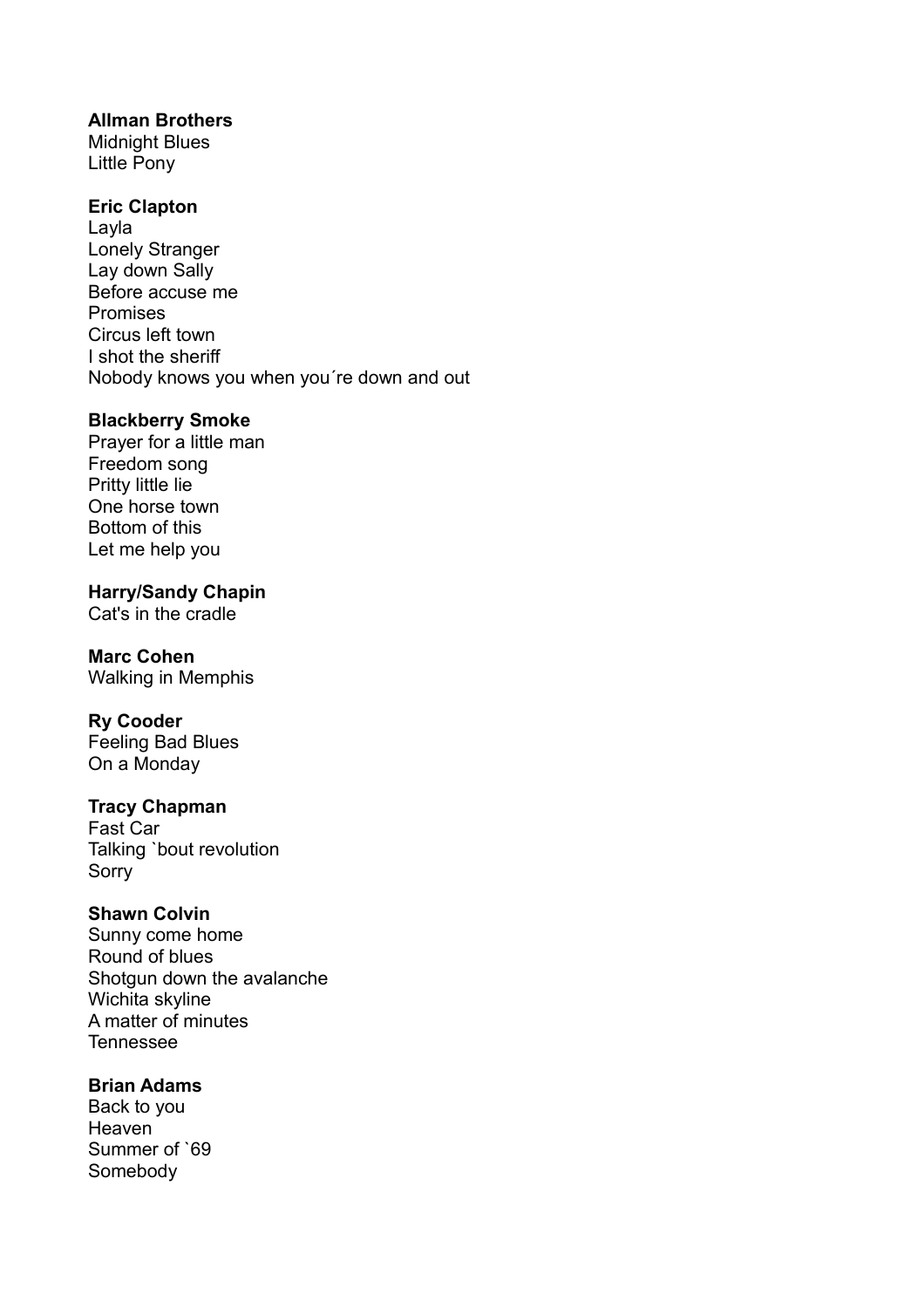**Allman Brothers**
Midnight Blues
Little Pony

**Eric Clapton**
Layla
Lonely Stranger
Lay down Sally
Before accuse me
Promises
Circus left town
I shot the sheriff
Nobody knows you when you´re down and out

**Blackberry Smoke**
Prayer for a little man
Freedom song
Pritty little lie
One horse town
Bottom of this
Let me help you

**Harry/Sandy Chapin**
Cat's in the cradle

**Marc Cohen**
Walking in Memphis

**Ry Cooder**
Feeling Bad Blues
On a Monday

**Tracy Chapman**
Fast Car
Talking `bout revolution
Sorry

**Shawn Colvin**
Sunny come home
Round of blues
Shotgun down the avalanche
Wichita skyline
A matter of minutes
Tennessee

**Brian Adams**
Back to you
Heaven
Summer of `69
Somebody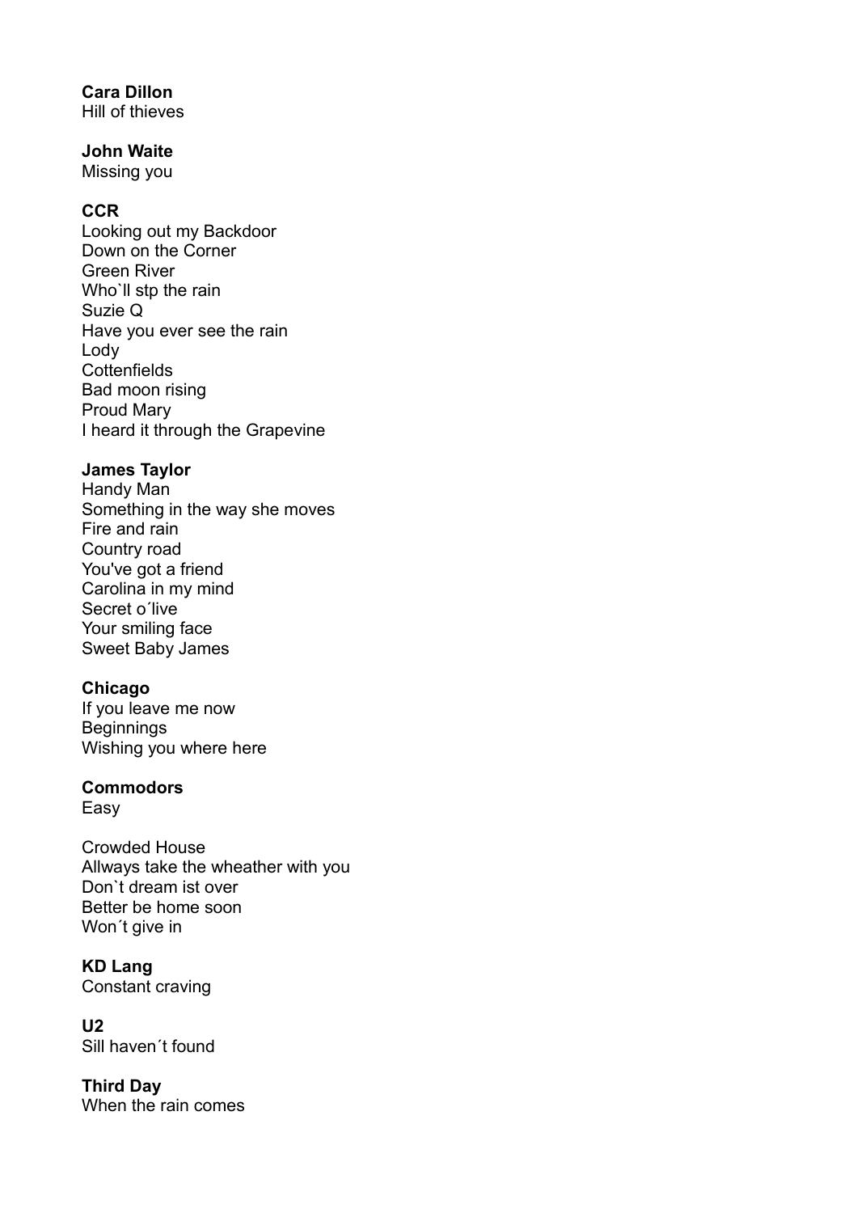**Cara Dillon**
Hill of thieves

**John Waite**
Missing you

**CCR**
Looking out my Backdoor
Down on the Corner
Green River
Who`ll stp the rain
Suzie Q
Have you ever see the rain
Lody
Cottenfields
Bad moon rising
Proud Mary
I heard it through the Grapevine

**James Taylor**
Handy Man
Something in the way she moves
Fire and rain
Country road
You've got a friend
Carolina in my mind
Secret o´live
Your smiling face
Sweet Baby James

**Chicago**
If you leave me now
Beginnings
Wishing you where here

**Commodors**
Easy

Crowded House
Allways take the wheather with you
Don`t dream ist over
Better be home soon
Won´t give in

**KD Lang**
Constant craving

**U2**
Sill haven´t found

**Third Day**
When the rain comes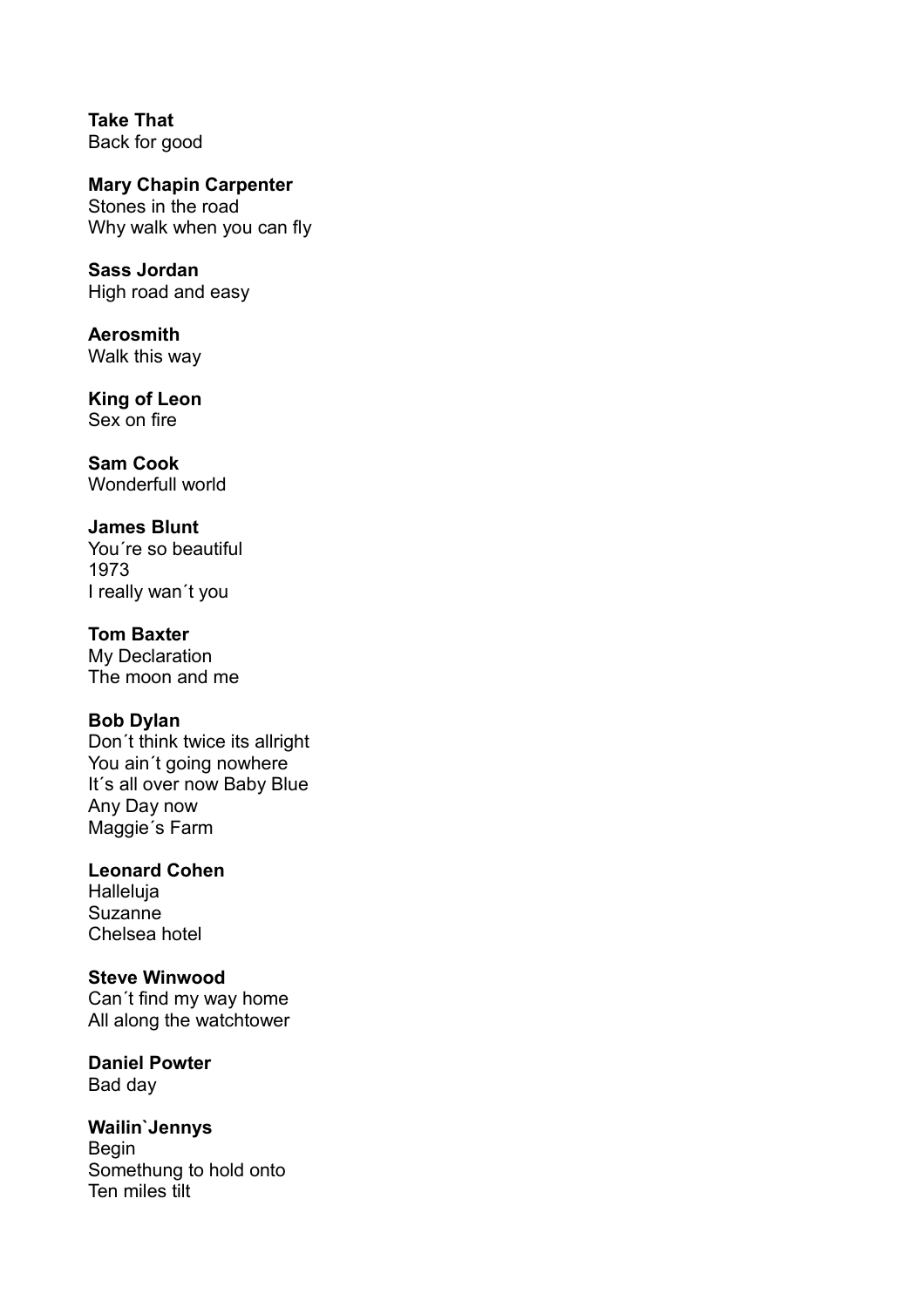**Take That**
Back for good

**Mary Chapin Carpenter**
Stones in the road
Why walk when you can fly

**Sass Jordan**
High road and easy

**Aerosmith**
Walk this way

**King of Leon**
Sex on fire

**Sam Cook**
Wonderfull world

**James Blunt**
You´re so beautiful
1973
I really wan´t you

**Tom Baxter**
My Declaration
The moon and me

**Bob Dylan**
Don´t think twice its allright
You ain´t going nowhere
It´s all over now Baby Blue
Any Day now
Maggie´s Farm

**Leonard Cohen**
Halleluja
Suzanne
Chelsea hotel

**Steve Winwood**
Can´t find my way home
All along the watchtower

**Daniel Powter**
Bad day

**Wailin`Jennys**
Begin
Somethung to hold onto
Ten miles tilt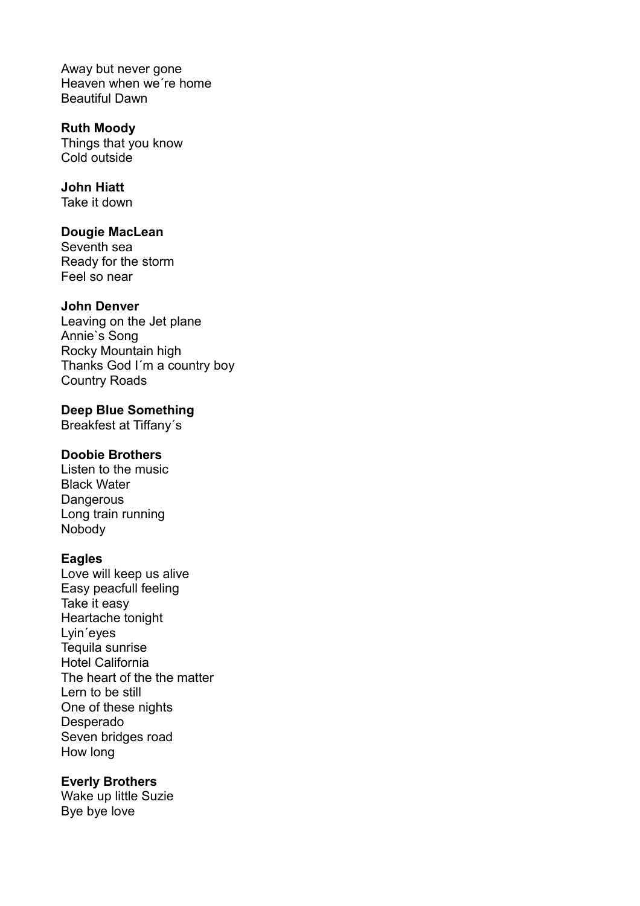Away but never gone
Heaven when we´re home
Beautiful Dawn

**Ruth Moody**
Things that you know
Cold outside

**John Hiatt**
Take it down

**Dougie MacLean**
Seventh sea
Ready for the storm
Feel so near

**John Denver**
Leaving on the Jet plane
Annie`s Song
Rocky Mountain high
Thanks God I´m a country boy
Country Roads

**Deep Blue Something**
Breakfest at Tiffany´s

**Doobie Brothers**
Listen to the music
Black Water
Dangerous
Long train running
Nobody

**Eagles**
Love will keep us alive
Easy peacfull feeling
Take it easy
Heartache tonight
Lyin´eyes
Tequila sunrise
Hotel California
The heart of the the matter
Lern to be still
One of these nights
Desperado
Seven bridges road
How long

**Everly Brothers**
Wake up little Suzie
Bye bye love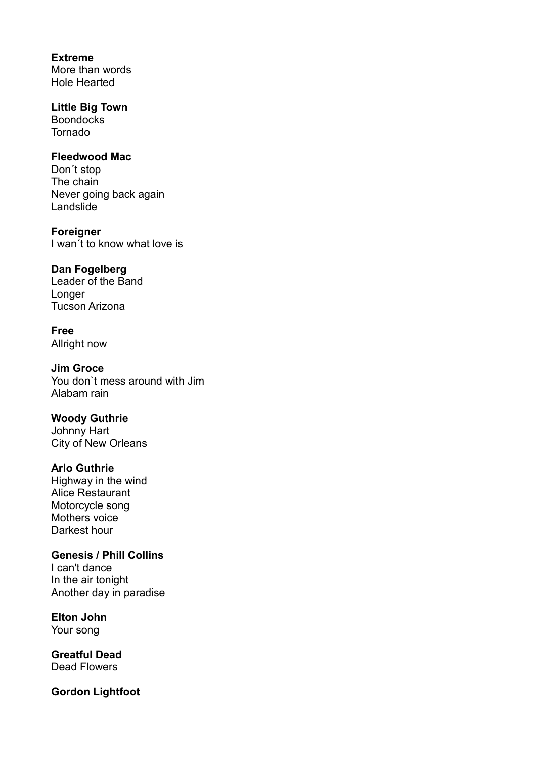**Extreme**
More than words
Hole Hearted

**Little Big Town**
Boondocks
Tornado

**Fleedwood Mac**
Don´t stop
The chain
Never going back again
Landslide

**Foreigner**
I wan´t to know what love is

**Dan Fogelberg**
Leader of the Band
Longer
Tucson Arizona

**Free**
Allright now

**Jim Groce**
You don`t mess around with Jim
Alabam rain

**Woody Guthrie**
Johnny Hart
City of New Orleans

**Arlo Guthrie**
Highway in the wind
Alice Restaurant
Motorcycle song
Mothers voice
Darkest hour

**Genesis / Phill Collins**
I can't dance
In the air tonight
Another day in paradise

**Elton John**
Your song

**Greatful Dead**
Dead Flowers

**Gordon Lightfoot**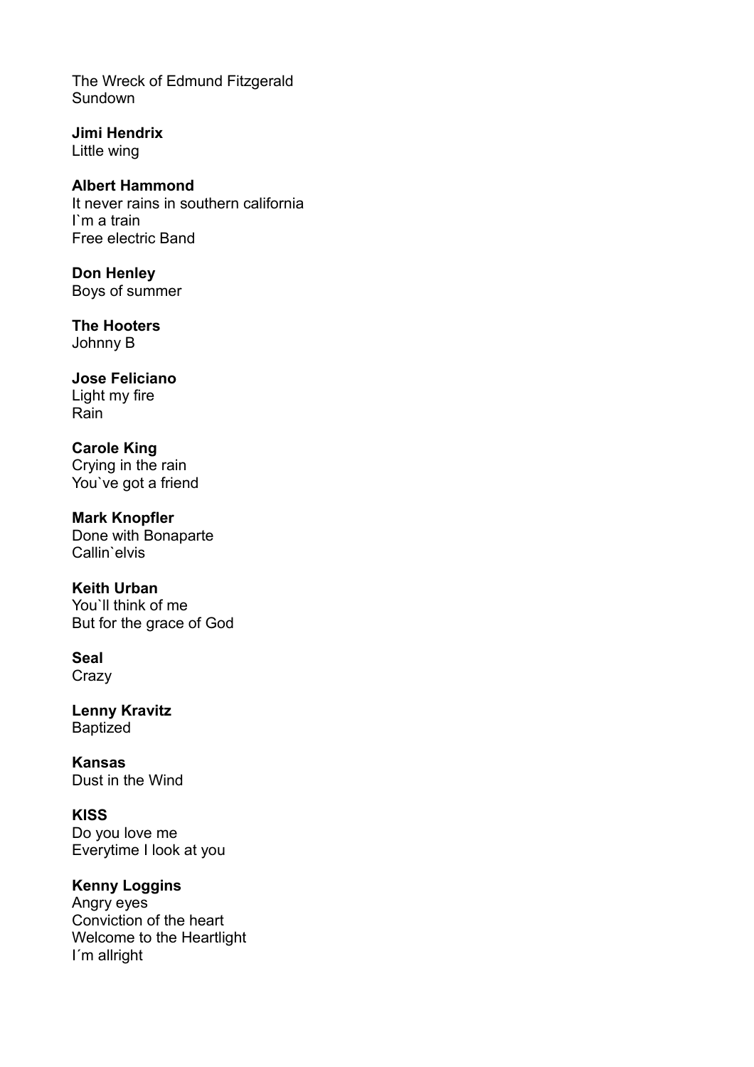The Wreck of Edmund Fitzgerald
Sundown

**Jimi Hendrix**
Little wing

**Albert Hammond**
It never rains in southern california
I`m a train
Free electric Band

**Don Henley**
Boys of summer

**The Hooters**
Johnny B

**Jose Feliciano**
Light my fire
Rain

**Carole King**
Crying in the rain
You`ve got a friend

**Mark Knopfler**
Done with Bonaparte
Callin`elvis

**Keith Urban**
You`ll think of me
But for the grace of God

**Seal**
Crazy

**Lenny Kravitz**
Baptized

**Kansas**
Dust in the Wind

**KISS**
Do you love me
Everytime I look at you

**Kenny Loggins**
Angry eyes
Conviction of the heart
Welcome to the Heartlight
I´m allright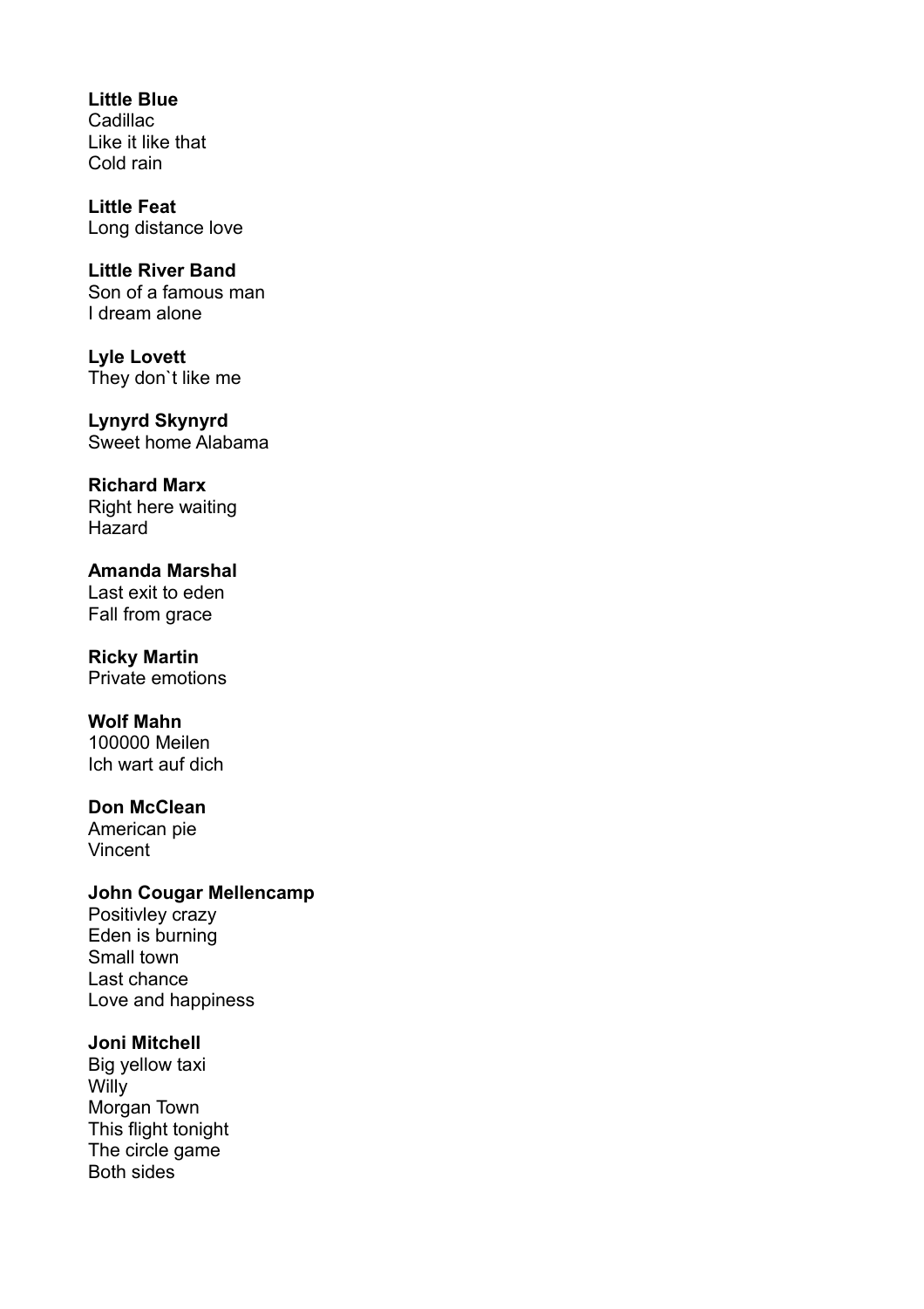**Little Blue**
Cadillac
Like it like that
Cold rain

**Little Feat**
Long distance love

**Little River Band**
Son of a famous man
I dream alone

**Lyle Lovett**
They don`t like me

**Lynyrd Skynyrd**
Sweet home Alabama

**Richard Marx**
Right here waiting
Hazard

**Amanda Marshal**
Last exit to eden
Fall from grace

**Ricky Martin**
Private emotions

**Wolf Mahn**
100000 Meilen
Ich wart auf dich

**Don McClean**
American pie
Vincent

**John Cougar Mellencamp**
Positivley crazy
Eden is burning
Small town
Last chance
Love and happiness

**Joni Mitchell**
Big yellow taxi
Willy
Morgan Town
This flight tonight
The circle game
Both sides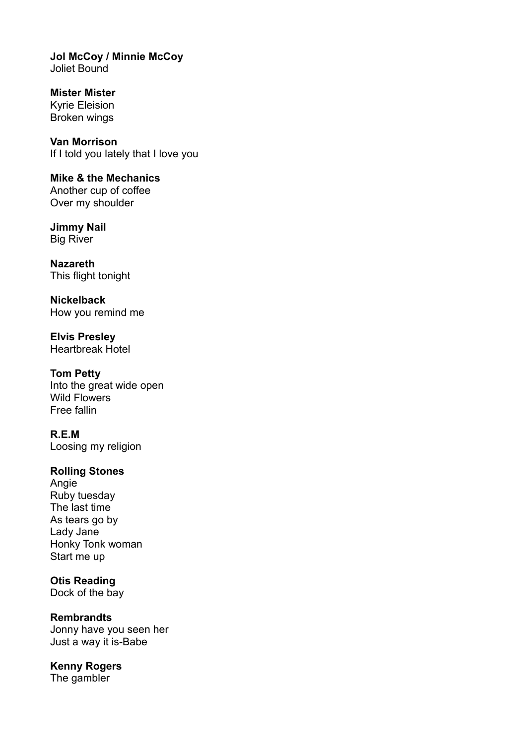**Jol McCoy / Minnie McCoy**
Joliet Bound

**Mister Mister**
Kyrie Eleision
Broken wings

**Van Morrison**
If I told you lately that I love you

**Mike & the Mechanics**
Another cup of coffee
Over my shoulder

**Jimmy Nail**
Big River

**Nazareth**
This flight tonight

**Nickelback**
How you remind me

**Elvis Presley**
Heartbreak Hotel

**Tom Petty**
Into the great wide open
Wild Flowers
Free fallin

**R.E.M**
Loosing my religion

**Rolling Stones**
Angie
Ruby tuesday
The last time
As tears go by
Lady Jane
Honky Tonk woman
Start me up

**Otis Reading**
Dock of the bay

**Rembrandts**
Jonny have you seen her
Just a way it is-Babe

**Kenny Rogers**
The gambler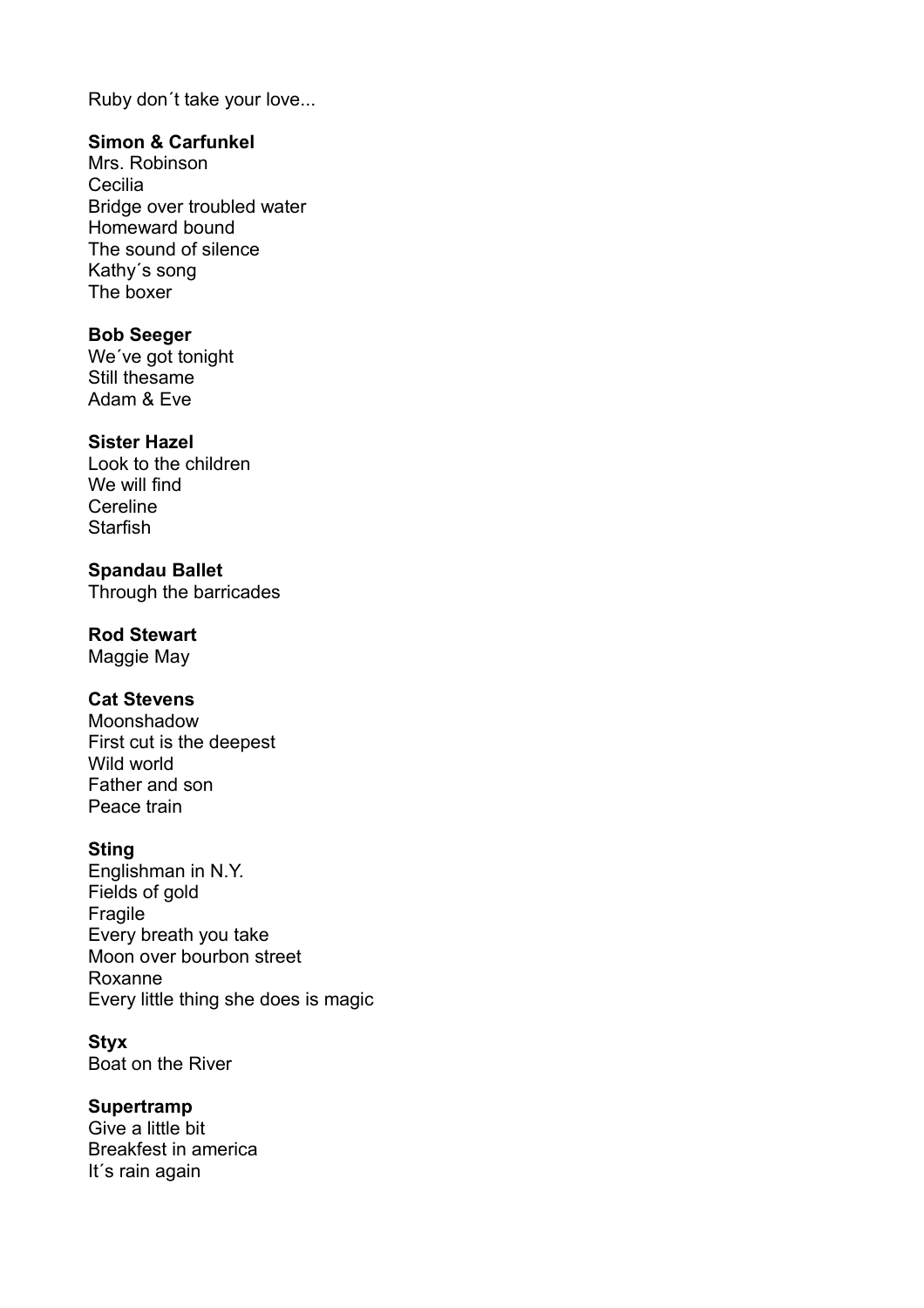Ruby don´t take your love...

**Simon & Carfunkel**
Mrs. Robinson
Cecilia
Bridge over troubled water
Homeward bound
The sound of silence
Kathy´s song
The boxer

**Bob Seeger**
We´ve got tonight
Still thesame
Adam & Eve

**Sister Hazel**
Look to the children
We will find
Cereline
Starfish

**Spandau Ballet**
Through the barricades

**Rod Stewart**
Maggie May

**Cat Stevens**
Moonshadow
First cut is the deepest
Wild world
Father and son
Peace train

**Sting**
Englishman in N.Y.
Fields of gold
Fragile
Every breath you take
Moon over bourbon street
Roxanne
Every little thing she does is magic

**Styx**
Boat on the River

**Supertramp**
Give a little bit
Breakfest in america
It´s rain again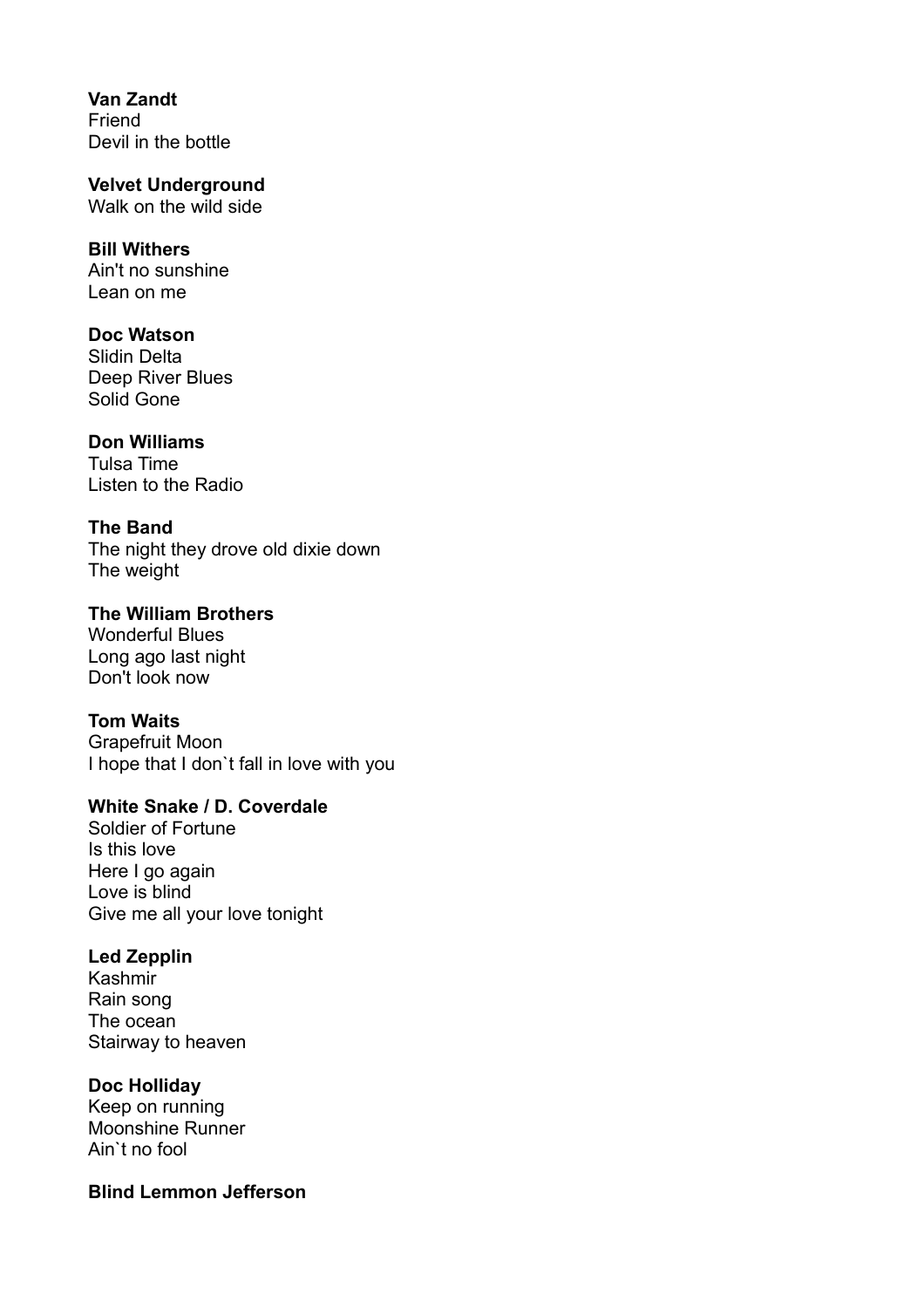**Van Zandt**
Friend
Devil in the bottle

**Velvet Underground**
Walk on the wild side

**Bill Withers**
Ain't no sunshine
Lean on me

**Doc Watson**
Slidin Delta
Deep River Blues
Solid Gone

**Don Williams**
Tulsa Time
Listen to the Radio

**The Band**
The night they drove old dixie down
The weight

**The William Brothers**
Wonderful Blues
Long ago last night
Don't look now

**Tom Waits**
Grapefruit Moon
I hope that I don`t fall in love with you

**White Snake / D. Coverdale**
Soldier of Fortune
Is this love
Here I go again
Love is blind
Give me all your love tonight

**Led Zepplin**
Kashmir
Rain song
The ocean
Stairway to heaven

**Doc Holliday**
Keep on running
Moonshine Runner
Ain`t no fool

**Blind Lemmon Jefferson**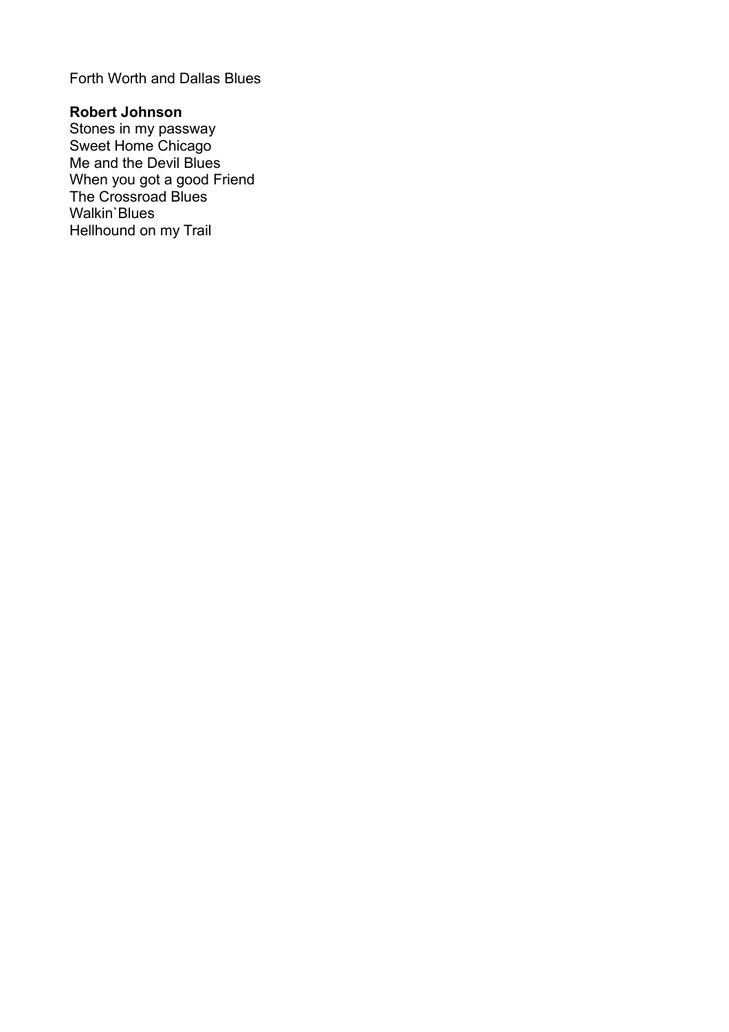Forth Worth and Dallas Blues

**Robert Johnson**

Stones in my passway
Sweet Home Chicago
Me and the Devil Blues
When you got a good Friend
The Crossroad Blues
Walkin`Blues
Hellhound on my Trail